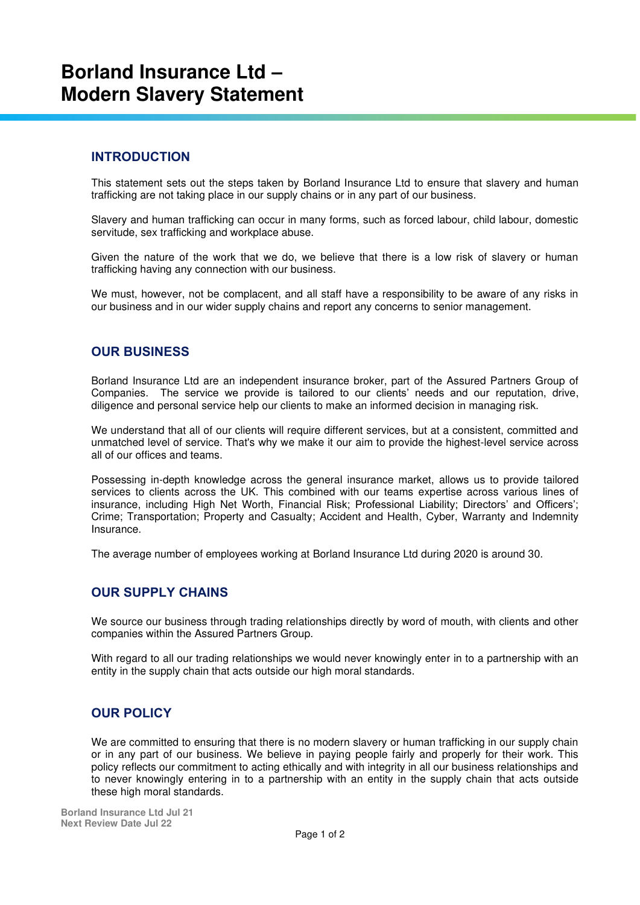# Borland Insurance Ltd – Modern Slavery Statement

## INTRODUCTION

This statement sets out the steps taken by Borland Insurance Ltd to ensure that slavery and human trafficking are not taking place in our supply chains or in any part of our business.

Slavery and human trafficking can occur in many forms, such as forced labour, child labour, domestic servitude, sex trafficking and workplace abuse.

Given the nature of the work that we do, we believe that there is a low risk of slavery or human trafficking having any connection with our business.

We must, however, not be complacent, and all staff have a responsibility to be aware of any risks in our business and in our wider supply chains and report any concerns to senior management.

## OUR BUSINESS

Borland Insurance Ltd are an independent insurance broker, part of the Assured Partners Group of Companies. The service we provide is tailored to our clients' needs and our reputation, drive, diligence and personal service help our clients to make an informed decision in managing risk.

We understand that all of our clients will require different services, but at a consistent, committed and unmatched level of service. That's why we make it our aim to provide the highest-level service across all of our offices and teams.

Possessing in-depth knowledge across the general insurance market, allows us to provide tailored services to clients across the UK. This combined with our teams expertise across various lines of insurance, including High Net Worth, Financial Risk; Professional Liability; Directors' and Officers'; Crime; Transportation; Property and Casualty; Accident and Health, Cyber, Warranty and Indemnity Insurance.

The average number of employees working at Borland Insurance Ltd during 2020 is around 30.

## OUR SUPPLY CHAINS

We source our business through trading relationships directly by word of mouth, with clients and other companies within the Assured Partners Group.

With regard to all our trading relationships we would never knowingly enter in to a partnership with an entity in the supply chain that acts outside our high moral standards.

## OUR POLICY

We are committed to ensuring that there is no modern slavery or human trafficking in our supply chain or in any part of our business. We believe in paying people fairly and properly for their work. This policy reflects our commitment to acting ethically and with integrity in all our business relationships and to never knowingly entering in to a partnership with an entity in the supply chain that acts outside these high moral standards.

**Borland Insurance Ltd Jul 21**
**Next Review Date Jul 22**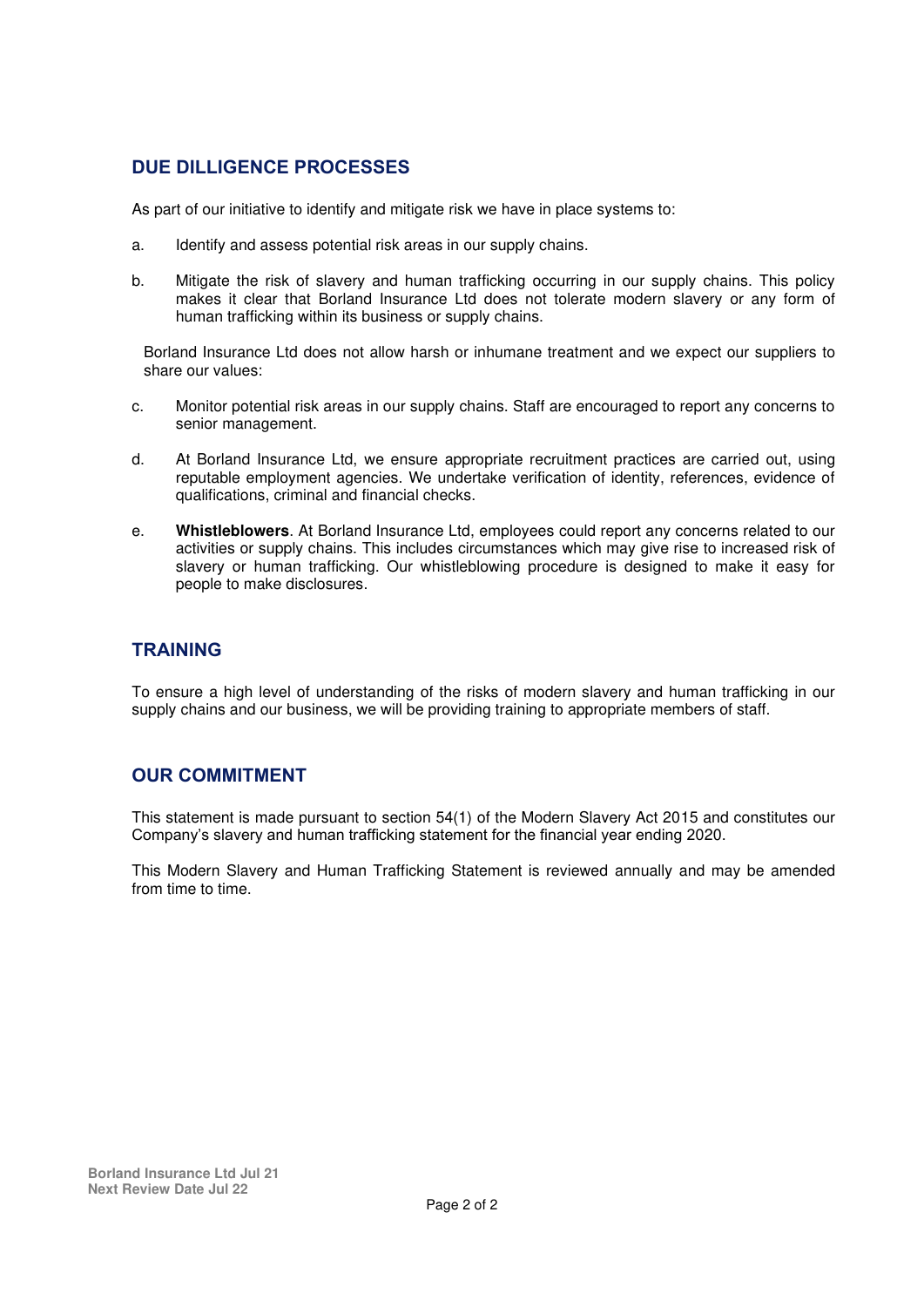## DUE DILLIGENCE PROCESSES

As part of our initiative to identify and mitigate risk we have in place systems to:

a. Identify and assess potential risk areas in our supply chains.

b. Mitigate the risk of slavery and human trafficking occurring in our supply chains. This policy makes it clear that Borland Insurance Ltd does not tolerate modern slavery or any form of human trafficking within its business or supply chains.

Borland Insurance Ltd does not allow harsh or inhumane treatment and we expect our suppliers to share our values:

c. Monitor potential risk areas in our supply chains. Staff are encouraged to report any concerns to senior management.

d. At Borland Insurance Ltd, we ensure appropriate recruitment practices are carried out, using reputable employment agencies. We undertake verification of identity, references, evidence of qualifications, criminal and financial checks.

e. **Whistleblowers**. At Borland Insurance Ltd, employees could report any concerns related to our activities or supply chains. This includes circumstances which may give rise to increased risk of slavery or human trafficking. Our whistleblowing procedure is designed to make it easy for people to make disclosures.

## TRAINING

To ensure a high level of understanding of the risks of modern slavery and human trafficking in our supply chains and our business, we will be providing training to appropriate members of staff.

## OUR COMMITMENT

This statement is made pursuant to section 54(1) of the Modern Slavery Act 2015 and constitutes our Company's slavery and human trafficking statement for the financial year ending 2020.

This Modern Slavery and Human Trafficking Statement is reviewed annually and may be amended from time to time.

**Borland Insurance Ltd Jul 21**
**Next Review Date Jul 22**